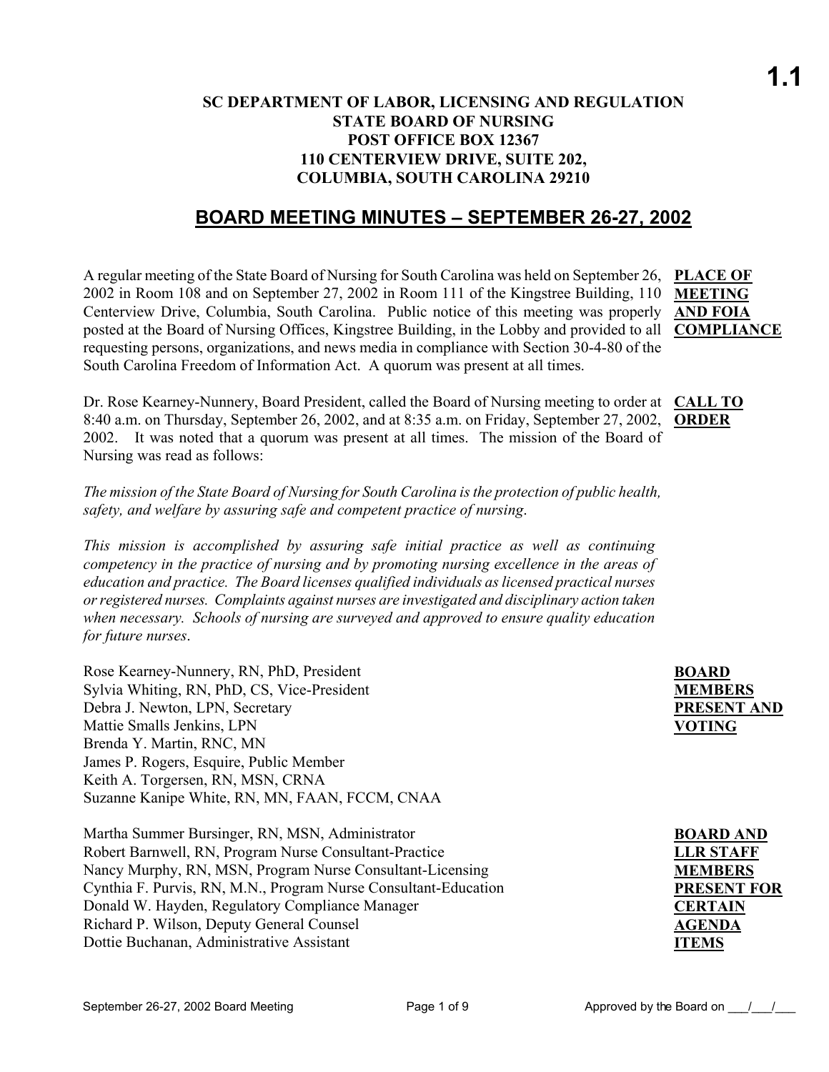**1.1**

**SC DEPARTMENT OF LABOR, LICENSING AND REGULATION**
**STATE BOARD OF NURSING**
**POST OFFICE BOX 12367**
**110 CENTERVIEW DRIVE, SUITE 202,**
**COLUMBIA, SOUTH CAROLINA 29210**

# BOARD MEETING MINUTES – SEPTEMBER 26-27, 2002

**PLACE OF MEETING AND FOIA COMPLIANCE**

A regular meeting of the State Board of Nursing for South Carolina was held on September 26, 2002 in Room 108 and on September 27, 2002 in Room 111 of the Kingstree Building, 110 Centerview Drive, Columbia, South Carolina. Public notice of this meeting was properly posted at the Board of Nursing Offices, Kingstree Building, in the Lobby and provided to all requesting persons, organizations, and news media in compliance with Section 30-4-80 of the South Carolina Freedom of Information Act. A quorum was present at all times.

**CALL TO ORDER**

Dr. Rose Kearney-Nunnery, Board President, called the Board of Nursing meeting to order at 8:40 a.m. on Thursday, September 26, 2002, and at 8:35 a.m. on Friday, September 27, 2002, 2002. It was noted that a quorum was present at all times. The mission of the Board of Nursing was read as follows:

*The mission of the State Board of Nursing for South Carolina is the protection of public health, safety, and welfare by assuring safe and competent practice of nursing.*

*This mission is accomplished by assuring safe initial practice as well as continuing competency in the practice of nursing and by promoting nursing excellence in the areas of education and practice. The Board licenses qualified individuals as licensed practical nurses or registered nurses. Complaints against nurses are investigated and disciplinary action taken when necessary. Schools of nursing are surveyed and approved to ensure quality education for future nurses.*

**BOARD MEMBERS PRESENT AND VOTING**

Rose Kearney-Nunnery, RN, PhD, President
Sylvia Whiting, RN, PhD, CS, Vice-President
Debra J. Newton, LPN, Secretary
Mattie Smalls Jenkins, LPN
Brenda Y. Martin, RNC, MN
James P. Rogers, Esquire, Public Member
Keith A. Torgersen, RN, MSN, CRNA
Suzanne Kanipe White, RN, MN, FAAN, FCCM, CNAA

**BOARD AND LLR STAFF MEMBERS PRESENT FOR CERTAIN AGENDA ITEMS**

Martha Summer Bursinger, RN, MSN, Administrator
Robert Barnwell, RN, Program Nurse Consultant-Practice
Nancy Murphy, RN, MSN, Program Nurse Consultant-Licensing
Cynthia F. Purvis, RN, M.N., Program Nurse Consultant-Education
Donald W. Hayden, Regulatory Compliance Manager
Richard P. Wilson, Deputy General Counsel
Dottie Buchanan, Administrative Assistant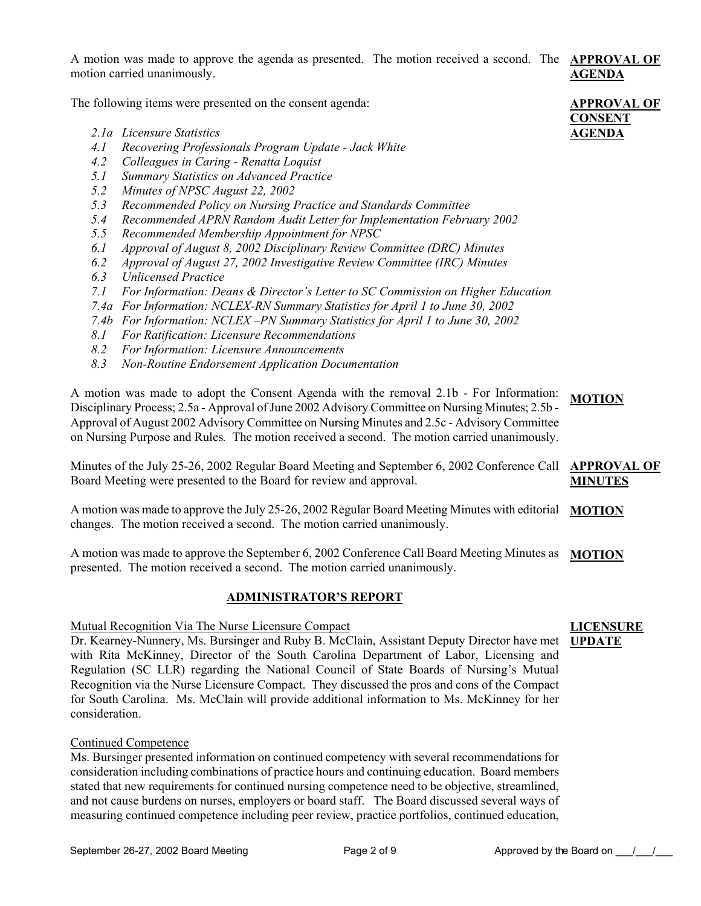A motion was made to approve the agenda as presented. The motion received a second. The motion carried unanimously.

**APPROVAL OF AGENDA**

The following items were presented on the consent agenda:

**APPROVAL OF CONSENT AGENDA**

- *2.1a Licensure Statistics*
- *4.1 Recovering Professionals Program Update - Jack White*
- *4.2 Colleagues in Caring - Renatta Loquist*
- *5.1 Summary Statistics on Advanced Practice*
- *5.2 Minutes of NPSC August 22, 2002*
- *5.3 Recommended Policy on Nursing Practice and Standards Committee*
- *5.4 Recommended APRN Random Audit Letter for Implementation February 2002*
- *5.5 Recommended Membership Appointment for NPSC*
- *6.1 Approval of August 8, 2002 Disciplinary Review Committee (DRC) Minutes*
- *6.2 Approval of August 27, 2002 Investigative Review Committee (IRC) Minutes*
- *6.3 Unlicensed Practice*
- *7.1 For Information: Deans & Director's Letter to SC Commission on Higher Education*
- *7.4a For Information: NCLEX-RN Summary Statistics for April 1 to June 30, 2002*
- *7.4b For Information: NCLEX –PN Summary Statistics for April 1 to June 30, 2002*
- *8.1 For Ratification: Licensure Recommendations*
- *8.2 For Information: Licensure Announcements*
- *8.3 Non-Routine Endorsement Application Documentation*

A motion was made to adopt the Consent Agenda with the removal 2.1b - For Information: Disciplinary Process; 2.5a - Approval of June 2002 Advisory Committee on Nursing Minutes; 2.5b - Approval of August 2002 Advisory Committee on Nursing Minutes and 2.5c - Advisory Committee on Nursing Purpose and Rules*.* The motion received a second. The motion carried unanimously.

**MOTION**

Minutes of the July 25-26, 2002 Regular Board Meeting and September 6, 2002 Conference Call Board Meeting were presented to the Board for review and approval.

**APPROVAL OF MINUTES**

A motion was made to approve the July 25-26, 2002 Regular Board Meeting Minutes with editorial changes. The motion received a second. The motion carried unanimously.

**MOTION**

A motion was made to approve the September 6, 2002 Conference Call Board Meeting Minutes as presented. The motion received a second. The motion carried unanimously.

**MOTION**

## ADMINISTRATOR'S REPORT

**LICENSURE UPDATE**

Mutual Recognition Via The Nurse Licensure Compact

Dr. Kearney-Nunnery, Ms. Bursinger and Ruby B. McClain, Assistant Deputy Director have met with Rita McKinney, Director of the South Carolina Department of Labor, Licensing and Regulation (SC LLR) regarding the National Council of State Boards of Nursing's Mutual Recognition via the Nurse Licensure Compact. They discussed the pros and cons of the Compact for South Carolina. Ms. McClain will provide additional information to Ms. McKinney for her consideration.

Continued Competence

Ms. Bursinger presented information on continued competency with several recommendations for consideration including combinations of practice hours and continuing education. Board members stated that new requirements for continued nursing competence need to be objective, streamlined, and not cause burdens on nurses, employers or board staff. The Board discussed several ways of measuring continued competence including peer review, practice portfolios, continued education,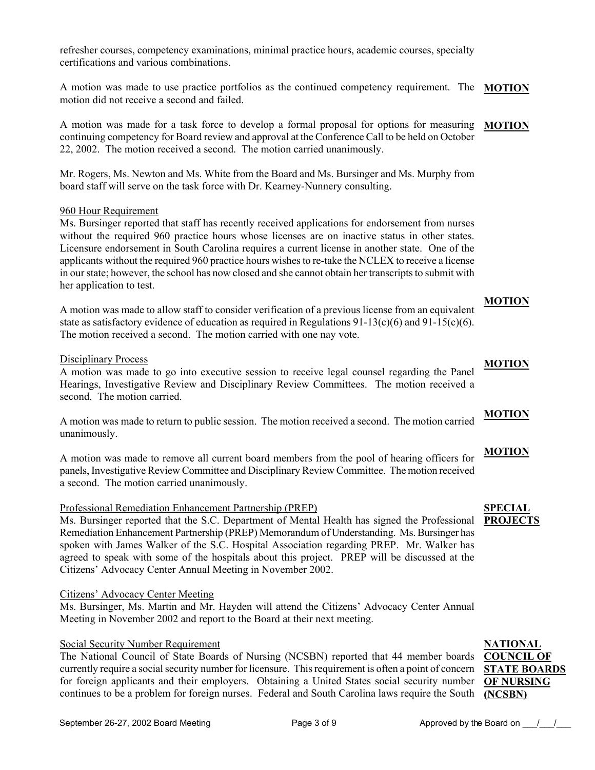refresher courses, competency examinations, minimal practice hours, academic courses, specialty certifications and various combinations.

A motion was made to use practice portfolios as the continued competency requirement. The motion did not receive a second and failed. **MOTION**

A motion was made for a task force to develop a formal proposal for options for measuring continuing competency for Board review and approval at the Conference Call to be held on October 22, 2002. The motion received a second. The motion carried unanimously. **MOTION**

Mr. Rogers, Ms. Newton and Ms. White from the Board and Ms. Bursinger and Ms. Murphy from board staff will serve on the task force with Dr. Kearney-Nunnery consulting.

960 Hour Requirement

Ms. Bursinger reported that staff has recently received applications for endorsement from nurses without the required 960 practice hours whose licenses are on inactive status in other states. Licensure endorsement in South Carolina requires a current license in another state. One of the applicants without the required 960 practice hours wishes to re-take the NCLEX to receive a license in our state; however, the school has now closed and she cannot obtain her transcripts to submit with her application to test.

**MOTION**

A motion was made to allow staff to consider verification of a previous license from an equivalent state as satisfactory evidence of education as required in Regulations 91-13(c)(6) and 91-15(c)(6). The motion received a second. The motion carried with one nay vote.

Disciplinary Process

**MOTION**

A motion was made to go into executive session to receive legal counsel regarding the Panel Hearings, Investigative Review and Disciplinary Review Committees. The motion received a second. The motion carried.

**MOTION**

A motion was made to return to public session. The motion received a second. The motion carried unanimously.

**MOTION**

A motion was made to remove all current board members from the pool of hearing officers for panels, Investigative Review Committee and Disciplinary Review Committee. The motion received a second. The motion carried unanimously.

**SPECIAL PROJECTS**

Professional Remediation Enhancement Partnership (PREP)

Ms. Bursinger reported that the S.C. Department of Mental Health has signed the Professional Remediation Enhancement Partnership (PREP) Memorandum of Understanding. Ms. Bursinger has spoken with James Walker of the S.C. Hospital Association regarding PREP. Mr. Walker has agreed to speak with some of the hospitals about this project. PREP will be discussed at the Citizens' Advocacy Center Annual Meeting in November 2002.

Citizens' Advocacy Center Meeting

Ms. Bursinger, Ms. Martin and Mr. Hayden will attend the Citizens' Advocacy Center Annual Meeting in November 2002 and report to the Board at their next meeting.

**NATIONAL COUNCIL OF STATE BOARDS OF NURSING (NCSBN)**

Social Security Number Requirement

The National Council of State Boards of Nursing (NCSBN) reported that 44 member boards currently require a social security number for licensure. This requirement is often a point of concern for foreign applicants and their employers. Obtaining a United States social security number continues to be a problem for foreign nurses. Federal and South Carolina laws require the South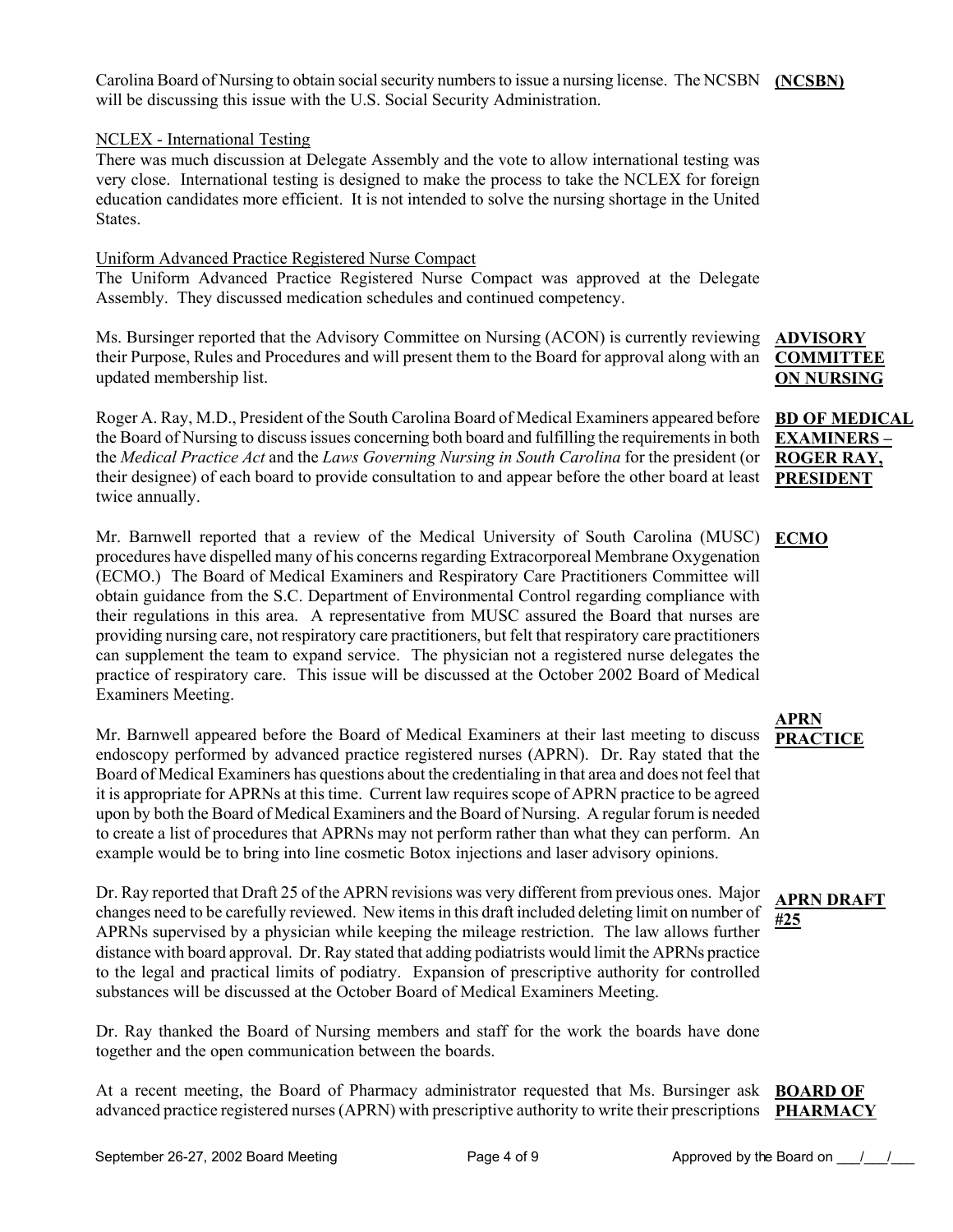Carolina Board of Nursing to obtain social security numbers to issue a nursing license. The NCSBN will be discussing this issue with the U.S. Social Security Administration. **(NCSBN)**

NCLEX - International Testing

There was much discussion at Delegate Assembly and the vote to allow international testing was very close. International testing is designed to make the process to take the NCLEX for foreign education candidates more efficient. It is not intended to solve the nursing shortage in the United States.

Uniform Advanced Practice Registered Nurse Compact

The Uniform Advanced Practice Registered Nurse Compact was approved at the Delegate Assembly. They discussed medication schedules and continued competency.

**ADVISORY COMMITTEE ON NURSING**

Ms. Bursinger reported that the Advisory Committee on Nursing (ACON) is currently reviewing their Purpose, Rules and Procedures and will present them to the Board for approval along with an updated membership list.

**BD OF MEDICAL EXAMINERS – ROGER RAY, PRESIDENT**

Roger A. Ray, M.D., President of the South Carolina Board of Medical Examiners appeared before the Board of Nursing to discuss issues concerning both board and fulfilling the requirements in both the *Medical Practice Act* and the *Laws Governing Nursing in South Carolina* for the president (or their designee) of each board to provide consultation to and appear before the other board at least twice annually.

**ECMO**

Mr. Barnwell reported that a review of the Medical University of South Carolina (MUSC) procedures have dispelled many of his concerns regarding Extracorporeal Membrane Oxygenation (ECMO.) The Board of Medical Examiners and Respiratory Care Practitioners Committee will obtain guidance from the S.C. Department of Environmental Control regarding compliance with their regulations in this area. A representative from MUSC assured the Board that nurses are providing nursing care, not respiratory care practitioners, but felt that respiratory care practitioners can supplement the team to expand service. The physician not a registered nurse delegates the practice of respiratory care. This issue will be discussed at the October 2002 Board of Medical Examiners Meeting.

**APRN PRACTICE**

Mr. Barnwell appeared before the Board of Medical Examiners at their last meeting to discuss endoscopy performed by advanced practice registered nurses (APRN). Dr. Ray stated that the Board of Medical Examiners has questions about the credentialing in that area and does not feel that it is appropriate for APRNs at this time. Current law requires scope of APRN practice to be agreed upon by both the Board of Medical Examiners and the Board of Nursing. A regular forum is needed to create a list of procedures that APRNs may not perform rather than what they can perform. An example would be to bring into line cosmetic Botox injections and laser advisory opinions.

**APRN DRAFT #25**

Dr. Ray reported that Draft 25 of the APRN revisions was very different from previous ones. Major changes need to be carefully reviewed. New items in this draft included deleting limit on number of APRNs supervised by a physician while keeping the mileage restriction. The law allows further distance with board approval. Dr. Ray stated that adding podiatrists would limit the APRNs practice to the legal and practical limits of podiatry. Expansion of prescriptive authority for controlled substances will be discussed at the October Board of Medical Examiners Meeting.

Dr. Ray thanked the Board of Nursing members and staff for the work the boards have done together and the open communication between the boards.

**BOARD OF PHARMACY**

At a recent meeting, the Board of Pharmacy administrator requested that Ms. Bursinger ask advanced practice registered nurses (APRN) with prescriptive authority to write their prescriptions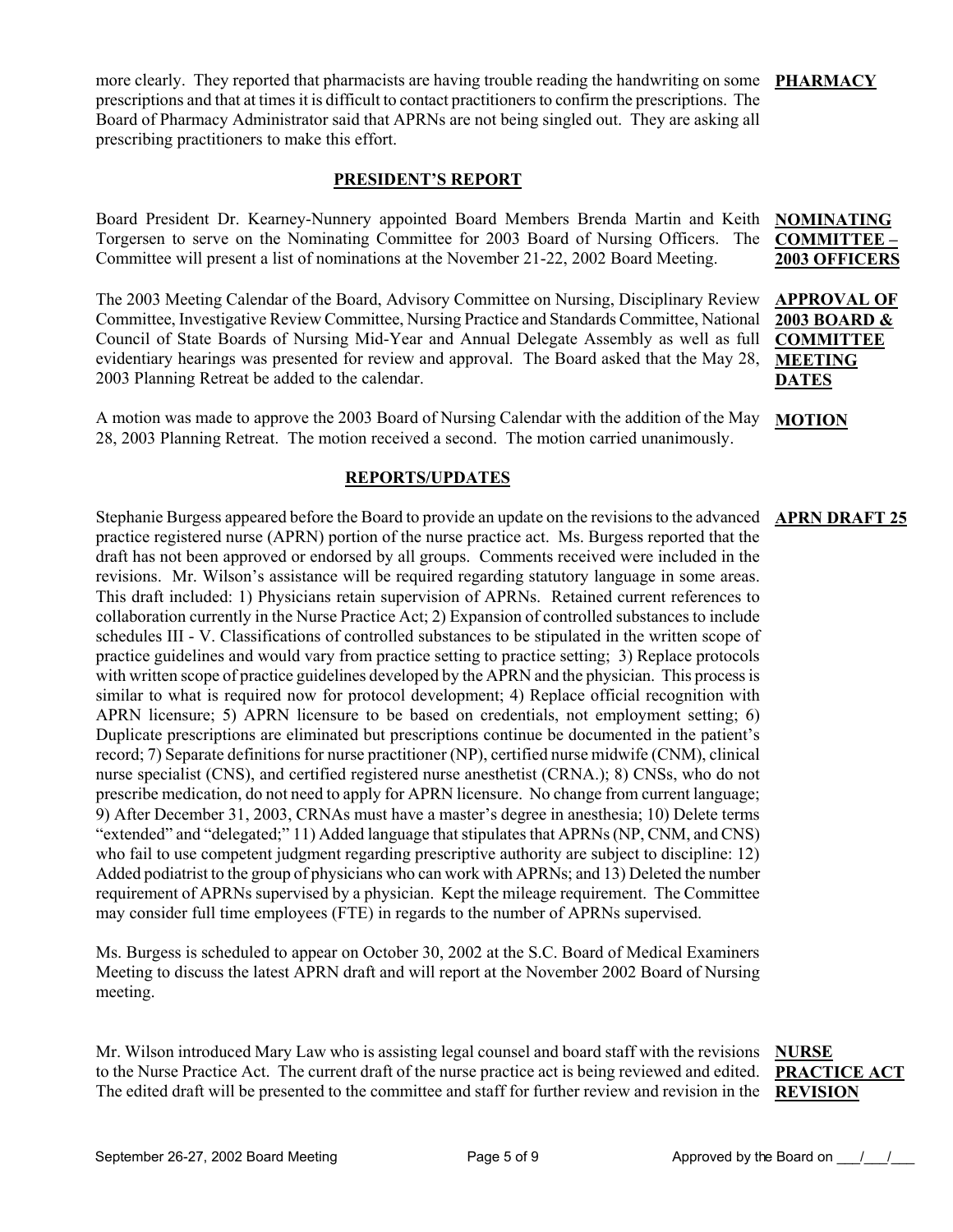more clearly. They reported that pharmacists are having trouble reading the handwriting on some prescriptions and that at times it is difficult to contact practitioners to confirm the prescriptions. The Board of Pharmacy Administrator said that APRNs are not being singled out. They are asking all prescribing practitioners to make this effort.

**PHARMACY**

## PRESIDENT'S REPORT

**NOMINATING COMMITTEE – 2003 OFFICERS**

Board President Dr. Kearney-Nunnery appointed Board Members Brenda Martin and Keith Torgersen to serve on the Nominating Committee for 2003 Board of Nursing Officers. The Committee will present a list of nominations at the November 21-22, 2002 Board Meeting.

**APPROVAL OF 2003 BOARD & COMMITTEE MEETING DATES**

The 2003 Meeting Calendar of the Board, Advisory Committee on Nursing, Disciplinary Review Committee, Investigative Review Committee, Nursing Practice and Standards Committee, National Council of State Boards of Nursing Mid-Year and Annual Delegate Assembly as well as full evidentiary hearings was presented for review and approval. The Board asked that the May 28, 2003 Planning Retreat be added to the calendar.

**MOTION**

A motion was made to approve the 2003 Board of Nursing Calendar with the addition of the May 28, 2003 Planning Retreat. The motion received a second. The motion carried unanimously.

## REPORTS/UPDATES

**APRN DRAFT 25**

Stephanie Burgess appeared before the Board to provide an update on the revisions to the advanced practice registered nurse (APRN) portion of the nurse practice act. Ms. Burgess reported that the draft has not been approved or endorsed by all groups. Comments received were included in the revisions. Mr. Wilson's assistance will be required regarding statutory language in some areas. This draft included: 1) Physicians retain supervision of APRNs. Retained current references to collaboration currently in the Nurse Practice Act; 2) Expansion of controlled substances to include schedules III - V. Classifications of controlled substances to be stipulated in the written scope of practice guidelines and would vary from practice setting to practice setting; 3) Replace protocols with written scope of practice guidelines developed by the APRN and the physician. This process is similar to what is required now for protocol development; 4) Replace official recognition with APRN licensure; 5) APRN licensure to be based on credentials, not employment setting; 6) Duplicate prescriptions are eliminated but prescriptions continue be documented in the patient's record; 7) Separate definitions for nurse practitioner (NP), certified nurse midwife (CNM), clinical nurse specialist (CNS), and certified registered nurse anesthetist (CRNA.); 8) CNSs, who do not prescribe medication, do not need to apply for APRN licensure. No change from current language; 9) After December 31, 2003, CRNAs must have a master's degree in anesthesia; 10) Delete terms "extended" and "delegated;" 11) Added language that stipulates that APRNs (NP, CNM, and CNS) who fail to use competent judgment regarding prescriptive authority are subject to discipline: 12) Added podiatrist to the group of physicians who can work with APRNs; and 13) Deleted the number requirement of APRNs supervised by a physician. Kept the mileage requirement. The Committee may consider full time employees (FTE) in regards to the number of APRNs supervised.

Ms. Burgess is scheduled to appear on October 30, 2002 at the S.C. Board of Medical Examiners Meeting to discuss the latest APRN draft and will report at the November 2002 Board of Nursing meeting.

**NURSE PRACTICE ACT REVISION**

Mr. Wilson introduced Mary Law who is assisting legal counsel and board staff with the revisions to the Nurse Practice Act. The current draft of the nurse practice act is being reviewed and edited. The edited draft will be presented to the committee and staff for further review and revision in the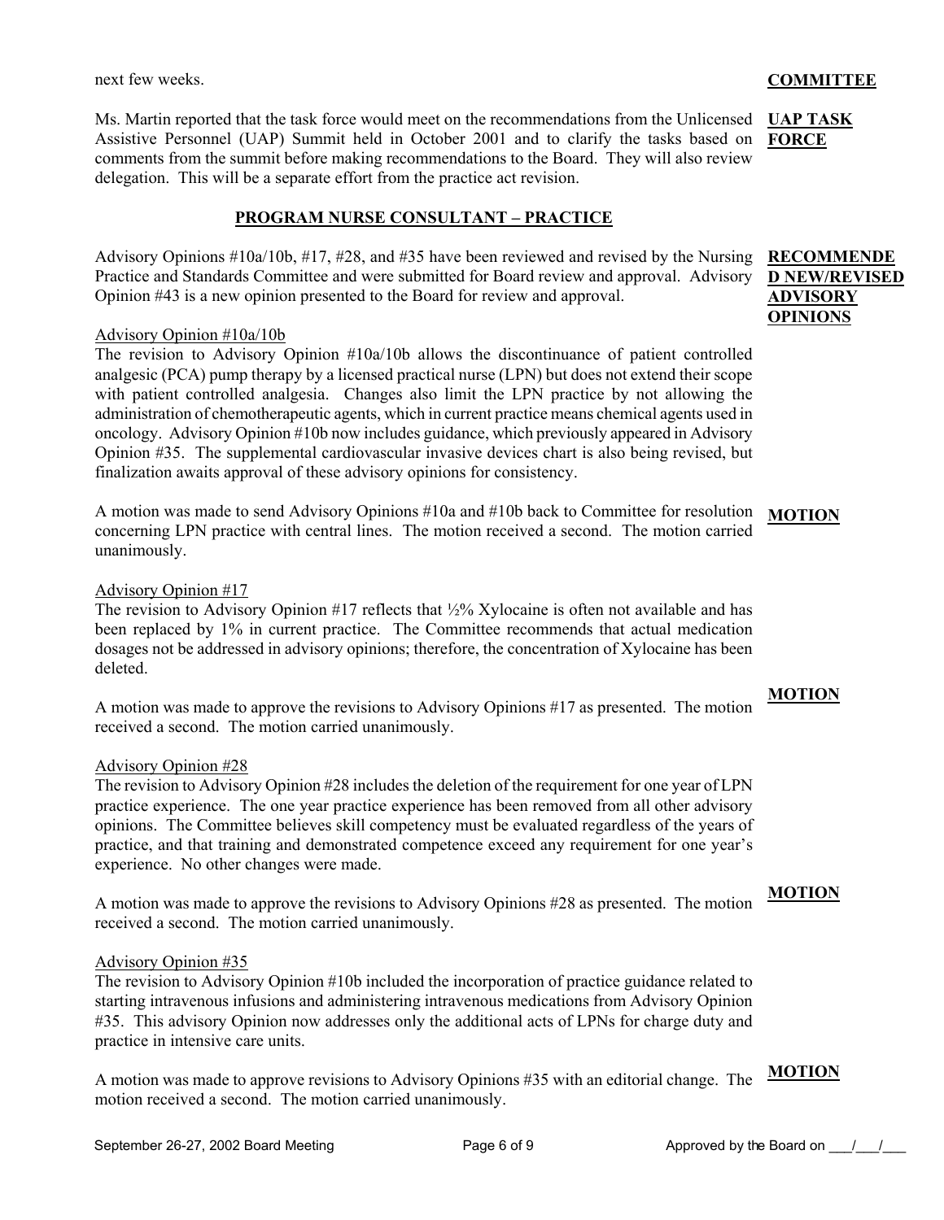next few weeks.

**COMMITTEE**

**UAP TASK FORCE**

Ms. Martin reported that the task force would meet on the recommendations from the Unlicensed Assistive Personnel (UAP) Summit held in October 2001 and to clarify the tasks based on comments from the summit before making recommendations to the Board. They will also review delegation. This will be a separate effort from the practice act revision.

## PROGRAM NURSE CONSULTANT – PRACTICE

**RECOMMENDED NEW/REVISED ADVISORY OPINIONS**

Advisory Opinions #10a/10b, #17, #28, and #35 have been reviewed and revised by the Nursing Practice and Standards Committee and were submitted for Board review and approval. Advisory Opinion #43 is a new opinion presented to the Board for review and approval.

Advisory Opinion #10a/10b

The revision to Advisory Opinion #10a/10b allows the discontinuance of patient controlled analgesic (PCA) pump therapy by a licensed practical nurse (LPN) but does not extend their scope with patient controlled analgesia. Changes also limit the LPN practice by not allowing the administration of chemotherapeutic agents, which in current practice means chemical agents used in oncology. Advisory Opinion #10b now includes guidance, which previously appeared in Advisory Opinion #35. The supplemental cardiovascular invasive devices chart is also being revised, but finalization awaits approval of these advisory opinions for consistency.

**MOTION**

A motion was made to send Advisory Opinions #10a and #10b back to Committee for resolution concerning LPN practice with central lines. The motion received a second. The motion carried unanimously.

Advisory Opinion #17

The revision to Advisory Opinion #17 reflects that ½% Xylocaine is often not available and has been replaced by 1% in current practice. The Committee recommends that actual medication dosages not be addressed in advisory opinions; therefore, the concentration of Xylocaine has been deleted.

**MOTION**

A motion was made to approve the revisions to Advisory Opinions #17 as presented. The motion received a second. The motion carried unanimously.

Advisory Opinion #28

The revision to Advisory Opinion #28 includes the deletion of the requirement for one year of LPN practice experience. The one year practice experience has been removed from all other advisory opinions. The Committee believes skill competency must be evaluated regardless of the years of practice, and that training and demonstrated competence exceed any requirement for one year's experience. No other changes were made.

**MOTION**

A motion was made to approve the revisions to Advisory Opinions #28 as presented. The motion received a second. The motion carried unanimously.

Advisory Opinion #35

The revision to Advisory Opinion #10b included the incorporation of practice guidance related to starting intravenous infusions and administering intravenous medications from Advisory Opinion #35. This advisory Opinion now addresses only the additional acts of LPNs for charge duty and practice in intensive care units.

**MOTION**

A motion was made to approve revisions to Advisory Opinions #35 with an editorial change. The motion received a second. The motion carried unanimously.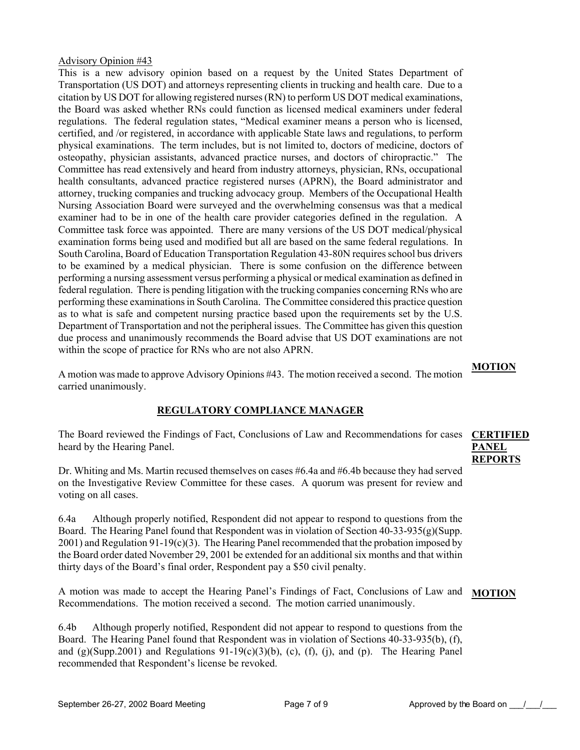Advisory Opinion #43

This is a new advisory opinion based on a request by the United States Department of Transportation (US DOT) and attorneys representing clients in trucking and health care. Due to a citation by US DOT for allowing registered nurses (RN) to perform US DOT medical examinations, the Board was asked whether RNs could function as licensed medical examiners under federal regulations. The federal regulation states, "Medical examiner means a person who is licensed, certified, and /or registered, in accordance with applicable State laws and regulations, to perform physical examinations. The term includes, but is not limited to, doctors of medicine, doctors of osteopathy, physician assistants, advanced practice nurses, and doctors of chiropractic." The Committee has read extensively and heard from industry attorneys, physician, RNs, occupational health consultants, advanced practice registered nurses (APRN), the Board administrator and attorney, trucking companies and trucking advocacy group. Members of the Occupational Health Nursing Association Board were surveyed and the overwhelming consensus was that a medical examiner had to be in one of the health care provider categories defined in the regulation. A Committee task force was appointed. There are many versions of the US DOT medical/physical examination forms being used and modified but all are based on the same federal regulations. In South Carolina, Board of Education Transportation Regulation 43-80N requires school bus drivers to be examined by a medical physician. There is some confusion on the difference between performing a nursing assessment versus performing a physical or medical examination as defined in federal regulation. There is pending litigation with the trucking companies concerning RNs who are performing these examinations in South Carolina. The Committee considered this practice question as to what is safe and competent nursing practice based upon the requirements set by the U.S. Department of Transportation and not the peripheral issues. The Committee has given this question due process and unanimously recommends the Board advise that US DOT examinations are not within the scope of practice for RNs who are not also APRN.

**MOTION**

A motion was made to approve Advisory Opinions #43. The motion received a second. The motion carried unanimously.

## REGULATORY COMPLIANCE MANAGER

**CERTIFIED PANEL REPORTS**

The Board reviewed the Findings of Fact, Conclusions of Law and Recommendations for cases heard by the Hearing Panel.

Dr. Whiting and Ms. Martin recused themselves on cases #6.4a and #6.4b because they had served on the Investigative Review Committee for these cases. A quorum was present for review and voting on all cases.

6.4a Although properly notified, Respondent did not appear to respond to questions from the Board. The Hearing Panel found that Respondent was in violation of Section 40-33-935(g)(Supp. 2001) and Regulation 91-19(c)(3). The Hearing Panel recommended that the probation imposed by the Board order dated November 29, 2001 be extended for an additional six months and that within thirty days of the Board's final order, Respondent pay a $50 civil penalty.

**MOTION**

A motion was made to accept the Hearing Panel's Findings of Fact, Conclusions of Law and Recommendations. The motion received a second. The motion carried unanimously.

6.4b Although properly notified, Respondent did not appear to respond to questions from the Board. The Hearing Panel found that Respondent was in violation of Sections 40-33-935(b), (f), and (g)(Supp.2001) and Regulations 91-19(c)(3)(b), (c), (f), (j), and (p). The Hearing Panel recommended that Respondent's license be revoked.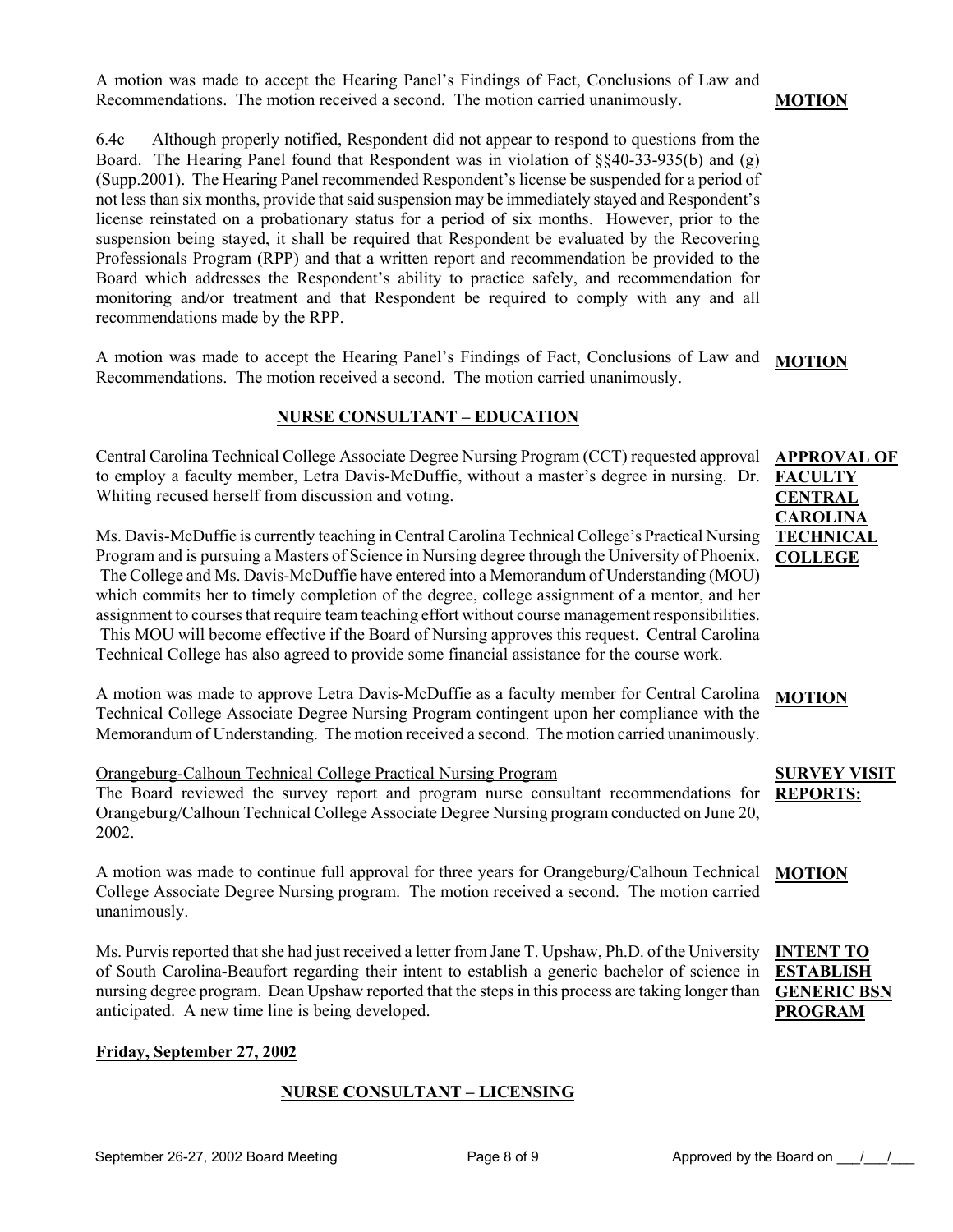A motion was made to accept the Hearing Panel's Findings of Fact, Conclusions of Law and Recommendations. The motion received a second. The motion carried unanimously.

**MOTION**

6.4c Although properly notified, Respondent did not appear to respond to questions from the Board. The Hearing Panel found that Respondent was in violation of §§40-33-935(b) and (g) (Supp.2001). The Hearing Panel recommended Respondent's license be suspended for a period of not less than six months, provide that said suspension may be immediately stayed and Respondent's license reinstated on a probationary status for a period of six months. However, prior to the suspension being stayed, it shall be required that Respondent be evaluated by the Recovering Professionals Program (RPP) and that a written report and recommendation be provided to the Board which addresses the Respondent's ability to practice safely, and recommendation for monitoring and/or treatment and that Respondent be required to comply with any and all recommendations made by the RPP.

A motion was made to accept the Hearing Panel's Findings of Fact, Conclusions of Law and Recommendations. The motion received a second. The motion carried unanimously.

**MOTION**

## NURSE CONSULTANT – EDUCATION

**APPROVAL OF FACULTY CENTRAL CAROLINA TECHNICAL COLLEGE**

Central Carolina Technical College Associate Degree Nursing Program (CCT) requested approval to employ a faculty member, Letra Davis-McDuffie, without a master's degree in nursing. Dr. Whiting recused herself from discussion and voting.

Ms. Davis-McDuffie is currently teaching in Central Carolina Technical College's Practical Nursing Program and is pursuing a Masters of Science in Nursing degree through the University of Phoenix. The College and Ms. Davis-McDuffie have entered into a Memorandum of Understanding (MOU) which commits her to timely completion of the degree, college assignment of a mentor, and her assignment to courses that require team teaching effort without course management responsibilities. This MOU will become effective if the Board of Nursing approves this request. Central Carolina Technical College has also agreed to provide some financial assistance for the course work.

A motion was made to approve Letra Davis-McDuffie as a faculty member for Central Carolina Technical College Associate Degree Nursing Program contingent upon her compliance with the Memorandum of Understanding. The motion received a second. The motion carried unanimously.

**MOTION**

**SURVEY VISIT REPORTS:**

Orangeburg-Calhoun Technical College Practical Nursing Program

The Board reviewed the survey report and program nurse consultant recommendations for Orangeburg/Calhoun Technical College Associate Degree Nursing program conducted on June 20, 2002.

A motion was made to continue full approval for three years for Orangeburg/Calhoun Technical College Associate Degree Nursing program. The motion received a second. The motion carried unanimously.

**MOTION**

**INTENT TO ESTABLISH GENERIC BSN PROGRAM**

Ms. Purvis reported that she had just received a letter from Jane T. Upshaw, Ph.D. of the University of South Carolina-Beaufort regarding their intent to establish a generic bachelor of science in nursing degree program. Dean Upshaw reported that the steps in this process are taking longer than anticipated. A new time line is being developed.

**Friday, September 27, 2002**

## NURSE CONSULTANT – LICENSING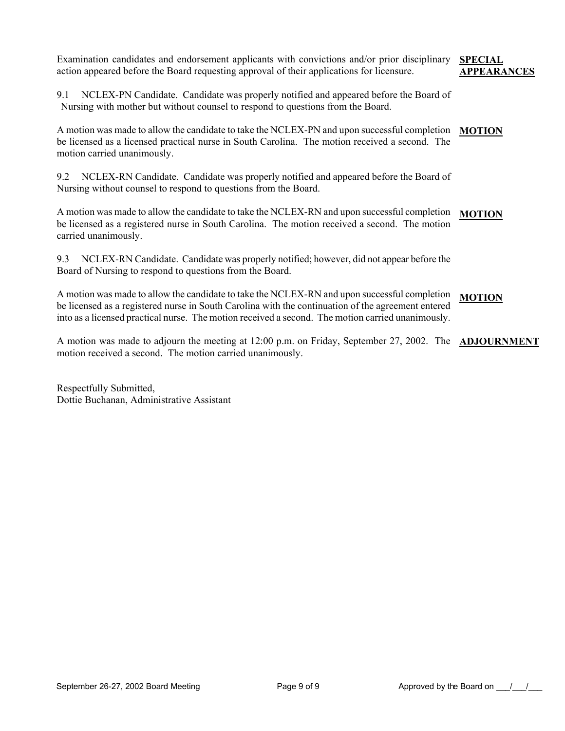**SPECIAL APPEARANCES**

Examination candidates and endorsement applicants with convictions and/or prior disciplinary action appeared before the Board requesting approval of their applications for licensure.

9.1 NCLEX-PN Candidate. Candidate was properly notified and appeared before the Board of Nursing with mother but without counsel to respond to questions from the Board.

**MOTION**

A motion was made to allow the candidate to take the NCLEX-PN and upon successful completion be licensed as a licensed practical nurse in South Carolina. The motion received a second. The motion carried unanimously.

9.2 NCLEX-RN Candidate. Candidate was properly notified and appeared before the Board of Nursing without counsel to respond to questions from the Board.

**MOTION**

A motion was made to allow the candidate to take the NCLEX-RN and upon successful completion be licensed as a registered nurse in South Carolina. The motion received a second. The motion carried unanimously.

9.3 NCLEX-RN Candidate. Candidate was properly notified; however, did not appear before the Board of Nursing to respond to questions from the Board.

**MOTION**

A motion was made to allow the candidate to take the NCLEX-RN and upon successful completion be licensed as a registered nurse in South Carolina with the continuation of the agreement entered into as a licensed practical nurse. The motion received a second. The motion carried unanimously.

**ADJOURNMENT**

A motion was made to adjourn the meeting at 12:00 p.m. on Friday, September 27, 2002. The motion received a second. The motion carried unanimously.

Respectfully Submitted,
Dottie Buchanan, Administrative Assistant